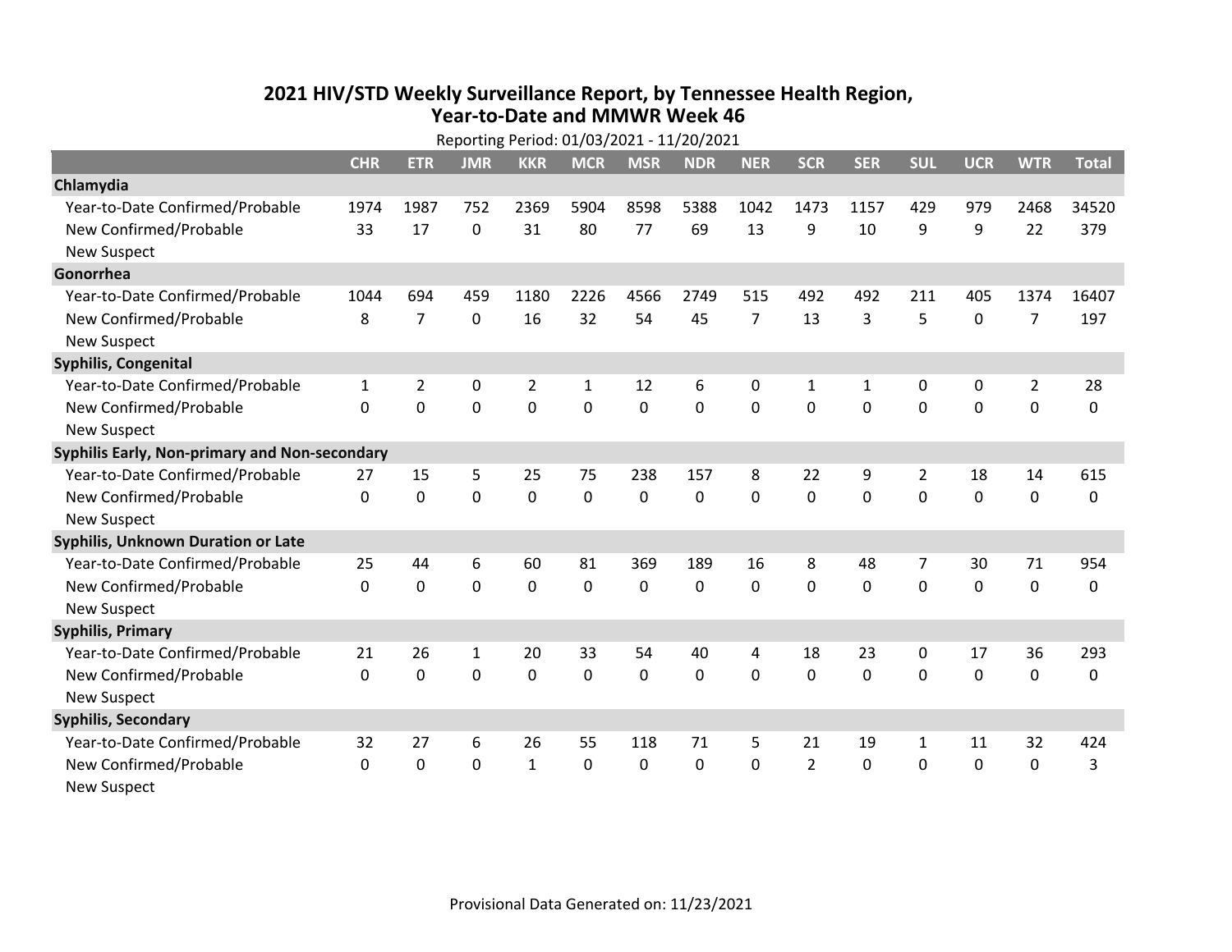# 2021 HIV/STD Weekly Surveillance Report, by Tennessee Health Region, Year-to-Date and MMWR Week 46

Reporting Period: 01/03/2021 - 11/20/2021

| | CHR | ETR | JMR | KKR | MCR | MSR | NDR | NER | SCR | SER | SUL | UCR | WTR | Total |
|---|---|---|---|---|---|---|---|---|---|---|---|---|---|---|
| **Chlamydia** | | | | | | | | | | | | | | |
| Year-to-Date Confirmed/Probable | 1974 | 1987 | 752 | 2369 | 5904 | 8598 | 5388 | 1042 | 1473 | 1157 | 429 | 979 | 2468 | 34520 |
| New Confirmed/Probable | 33 | 17 | 0 | 31 | 80 | 77 | 69 | 13 | 9 | 10 | 9 | 9 | 22 | 379 |
| New Suspect | | | | | | | | | | | | | | |
| **Gonorrhea** | | | | | | | | | | | | | | |
| Year-to-Date Confirmed/Probable | 1044 | 694 | 459 | 1180 | 2226 | 4566 | 2749 | 515 | 492 | 492 | 211 | 405 | 1374 | 16407 |
| New Confirmed/Probable | 8 | 7 | 0 | 16 | 32 | 54 | 45 | 7 | 13 | 3 | 5 | 0 | 7 | 197 |
| New Suspect | | | | | | | | | | | | | | |
| **Syphilis, Congenital** | | | | | | | | | | | | | | |
| Year-to-Date Confirmed/Probable | 1 | 2 | 0 | 2 | 1 | 12 | 6 | 0 | 1 | 1 | 0 | 0 | 2 | 28 |
| New Confirmed/Probable | 0 | 0 | 0 | 0 | 0 | 0 | 0 | 0 | 0 | 0 | 0 | 0 | 0 | 0 |
| New Suspect | | | | | | | | | | | | | | |
| **Syphilis Early, Non-primary and Non-secondary** | | | | | | | | | | | | | | |
| Year-to-Date Confirmed/Probable | 27 | 15 | 5 | 25 | 75 | 238 | 157 | 8 | 22 | 9 | 2 | 18 | 14 | 615 |
| New Confirmed/Probable | 0 | 0 | 0 | 0 | 0 | 0 | 0 | 0 | 0 | 0 | 0 | 0 | 0 | 0 |
| New Suspect | | | | | | | | | | | | | | |
| **Syphilis, Unknown Duration or Late** | | | | | | | | | | | | | | |
| Year-to-Date Confirmed/Probable | 25 | 44 | 6 | 60 | 81 | 369 | 189 | 16 | 8 | 48 | 7 | 30 | 71 | 954 |
| New Confirmed/Probable | 0 | 0 | 0 | 0 | 0 | 0 | 0 | 0 | 0 | 0 | 0 | 0 | 0 | 0 |
| New Suspect | | | | | | | | | | | | | | |
| **Syphilis, Primary** | | | | | | | | | | | | | | |
| Year-to-Date Confirmed/Probable | 21 | 26 | 1 | 20 | 33 | 54 | 40 | 4 | 18 | 23 | 0 | 17 | 36 | 293 |
| New Confirmed/Probable | 0 | 0 | 0 | 0 | 0 | 0 | 0 | 0 | 0 | 0 | 0 | 0 | 0 | 0 |
| New Suspect | | | | | | | | | | | | | | |
| **Syphilis, Secondary** | | | | | | | | | | | | | | |
| Year-to-Date Confirmed/Probable | 32 | 27 | 6 | 26 | 55 | 118 | 71 | 5 | 21 | 19 | 1 | 11 | 32 | 424 |
| New Confirmed/Probable | 0 | 0 | 0 | 1 | 0 | 0 | 0 | 0 | 2 | 0 | 0 | 0 | 0 | 3 |
| New Suspect | | | | | | | | | | | | | | |

Provisional Data Generated on: 11/23/2021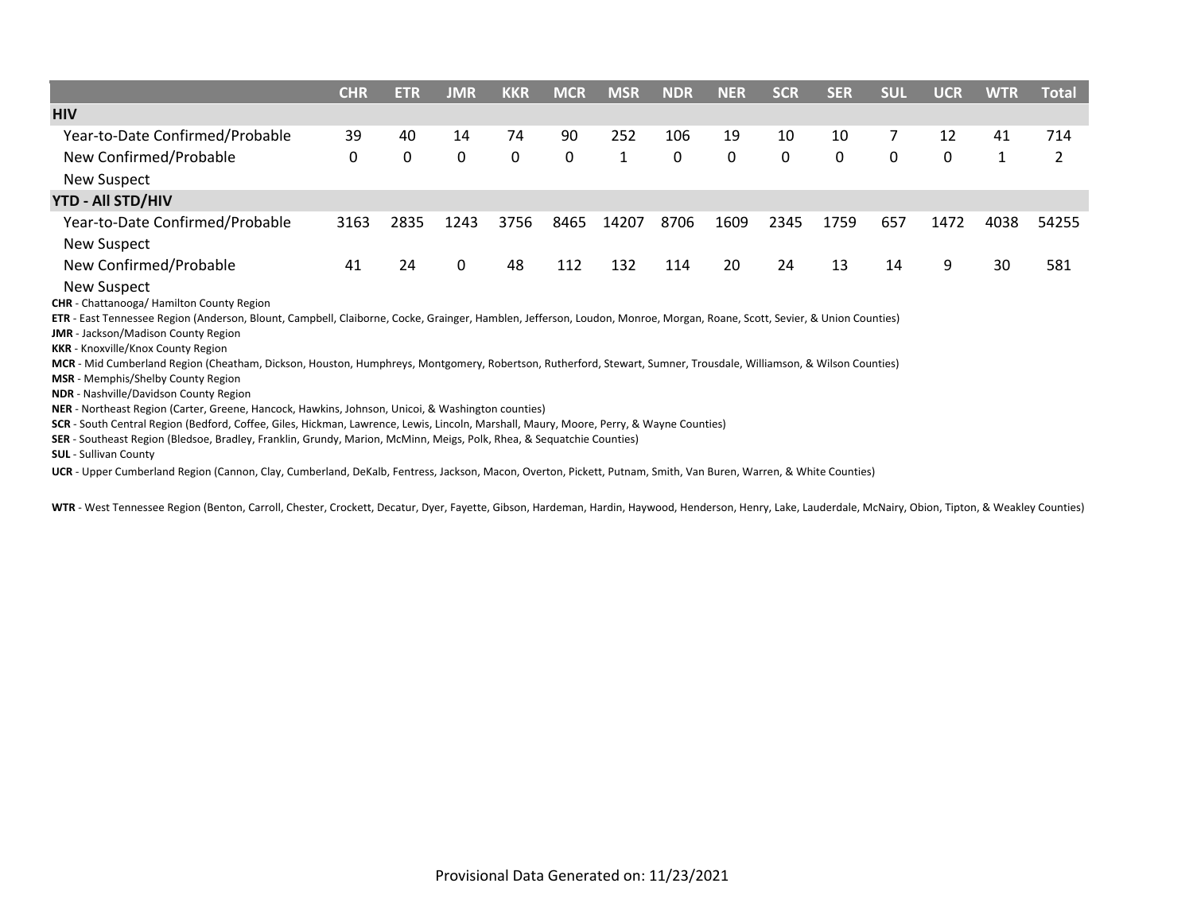| | CHR | ETR | JMR | KKR | MCR | MSR | NDR | NER | SCR | SER | SUL | UCR | WTR | Total |
|---|---|---|---|---|---|---|---|---|---|---|---|---|---|---|
| **HIV** | | | | | | | | | | | | | | |
| Year-to-Date Confirmed/Probable | 39 | 40 | 14 | 74 | 90 | 252 | 106 | 19 | 10 | 10 | 7 | 12 | 41 | 714 |
| New Confirmed/Probable | 0 | 0 | 0 | 0 | 0 | 1 | 0 | 0 | 0 | 0 | 0 | 0 | 1 | 2 |
| New Suspect | | | | | | | | | | | | | | |
| **YTD - All STD/HIV** | | | | | | | | | | | | | | |
| Year-to-Date Confirmed/Probable | 3163 | 2835 | 1243 | 3756 | 8465 | 14207 | 8706 | 1609 | 2345 | 1759 | 657 | 1472 | 4038 | 54255 |
| New Suspect | | | | | | | | | | | | | | |
| New Confirmed/Probable | 41 | 24 | 0 | 48 | 112 | 132 | 114 | 20 | 24 | 13 | 14 | 9 | 30 | 581 |
| New Suspect | | | | | | | | | | | | | | |

**CHR** - Chattanooga/ Hamilton County Region

**ETR** - East Tennessee Region (Anderson, Blount, Campbell, Claiborne, Cocke, Grainger, Hamblen, Jefferson, Loudon, Monroe, Morgan, Roane, Scott, Sevier, & Union Counties)

**JMR** - Jackson/Madison County Region

**KKR** - Knoxville/Knox County Region

**MCR** - Mid Cumberland Region (Cheatham, Dickson, Houston, Humphreys, Montgomery, Robertson, Rutherford, Stewart, Sumner, Trousdale, Williamson, & Wilson Counties)

**MSR** - Memphis/Shelby County Region

**NDR** - Nashville/Davidson County Region

**NER** - Northeast Region (Carter, Greene, Hancock, Hawkins, Johnson, Unicoi, & Washington counties)

**SCR** - South Central Region (Bedford, Coffee, Giles, Hickman, Lawrence, Lewis, Lincoln, Marshall, Maury, Moore, Perry, & Wayne Counties)

**SER** - Southeast Region (Bledsoe, Bradley, Franklin, Grundy, Marion, McMinn, Meigs, Polk, Rhea, & Sequatchie Counties)

**SUL** - Sullivan County

**UCR** - Upper Cumberland Region (Cannon, Clay, Cumberland, DeKalb, Fentress, Jackson, Macon, Overton, Pickett, Putnam, Smith, Van Buren, Warren, & White Counties)

**WTR** - West Tennessee Region (Benton, Carroll, Chester, Crockett, Decatur, Dyer, Fayette, Gibson, Hardeman, Hardin, Haywood, Henderson, Henry, Lake, Lauderdale, McNairy, Obion, Tipton, & Weakley Counties)

Provisional Data Generated on: 11/23/2021